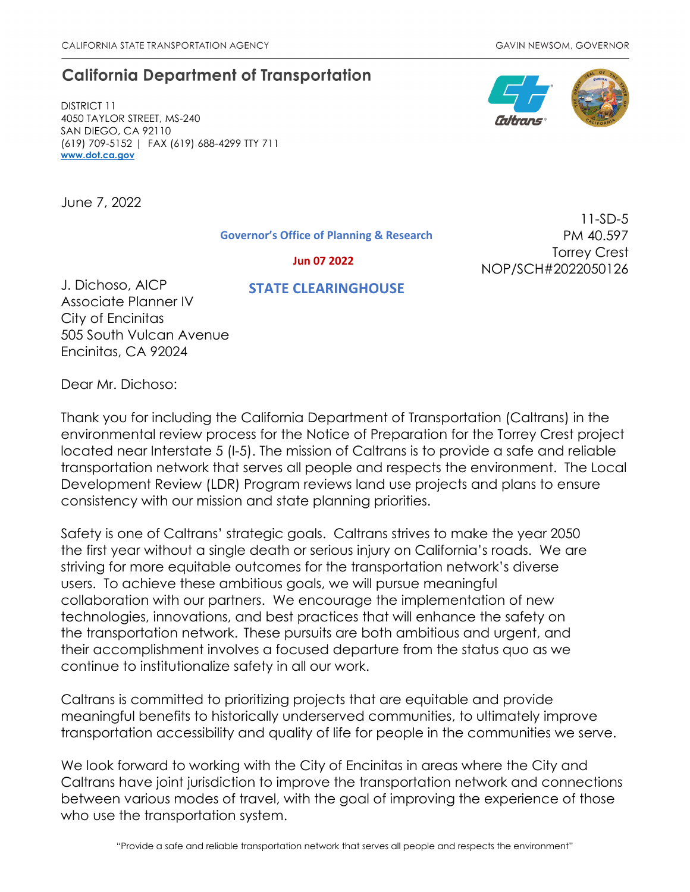CALIFORNIA STATE TRANSPORTATION AGENCY GAVIN NEWSOM, GOVERNOR

# California Department of Transportation

DISTRICT 11
4050 TAYLOR STREET, MS-240
SAN DIEGO, CA 92110
(619) 709-5152 | FAX (619) 688-4299 TTY 711
**www.dot.ca.gov**

June 7, 2022

11-SD-5
PM 40.597
Torrey Crest
NOP/SCH#2022050126

**Governor's Office of Planning & Research**

**Jun 07 2022**

**STATE CLEARINGHOUSE**

J. Dichoso, AICP
Associate Planner IV
City of Encinitas
505 South Vulcan Avenue
Encinitas, CA 92024

Dear Mr. Dichoso:

Thank you for including the California Department of Transportation (Caltrans) in the environmental review process for the Notice of Preparation for the Torrey Crest project located near Interstate 5 (I-5). The mission of Caltrans is to provide a safe and reliable transportation network that serves all people and respects the environment. The Local Development Review (LDR) Program reviews land use projects and plans to ensure consistency with our mission and state planning priorities.

Safety is one of Caltrans' strategic goals. Caltrans strives to make the year 2050 the first year without a single death or serious injury on California's roads. We are striving for more equitable outcomes for the transportation network's diverse users. To achieve these ambitious goals, we will pursue meaningful collaboration with our partners. We encourage the implementation of new technologies, innovations, and best practices that will enhance the safety on the transportation network. These pursuits are both ambitious and urgent, and their accomplishment involves a focused departure from the status quo as we continue to institutionalize safety in all our work.

Caltrans is committed to prioritizing projects that are equitable and provide meaningful benefits to historically underserved communities, to ultimately improve transportation accessibility and quality of life for people in the communities we serve.

We look forward to working with the City of Encinitas in areas where the City and Caltrans have joint jurisdiction to improve the transportation network and connections between various modes of travel, with the goal of improving the experience of those who use the transportation system.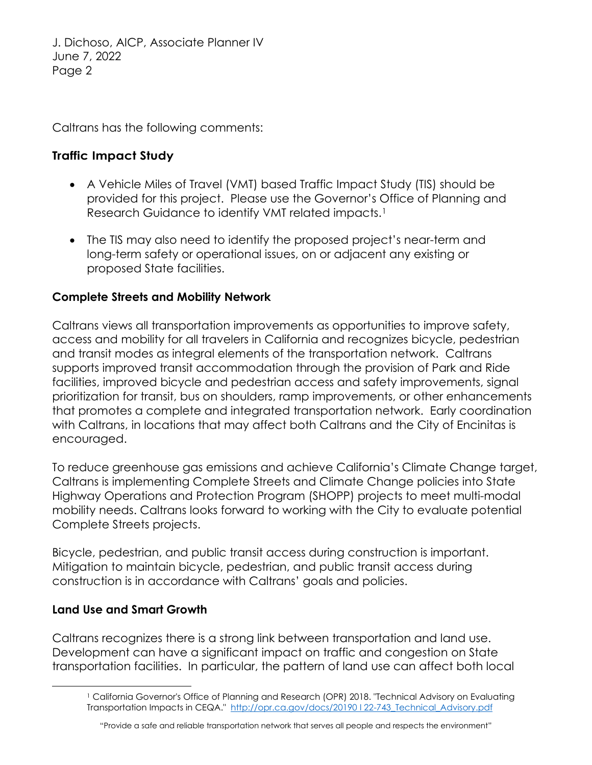Caltrans has the following comments:

## Traffic Impact Study

- A Vehicle Miles of Travel (VMT) based Traffic Impact Study (TIS) should be provided for this project. Please use the Governor's Office of Planning and Research Guidance to identify VMT related impacts.[1]
- The TIS may also need to identify the proposed project's near-term and long-term safety or operational issues, on or adjacent any existing or proposed State facilities.

## Complete Streets and Mobility Network

Caltrans views all transportation improvements as opportunities to improve safety, access and mobility for all travelers in California and recognizes bicycle, pedestrian and transit modes as integral elements of the transportation network. Caltrans supports improved transit accommodation through the provision of Park and Ride facilities, improved bicycle and pedestrian access and safety improvements, signal prioritization for transit, bus on shoulders, ramp improvements, or other enhancements that promotes a complete and integrated transportation network. Early coordination with Caltrans, in locations that may affect both Caltrans and the City of Encinitas is encouraged.

To reduce greenhouse gas emissions and achieve California's Climate Change target, Caltrans is implementing Complete Streets and Climate Change policies into State Highway Operations and Protection Program (SHOPP) projects to meet multi-modal mobility needs. Caltrans looks forward to working with the City to evaluate potential Complete Streets projects.

Bicycle, pedestrian, and public transit access during construction is important. Mitigation to maintain bicycle, pedestrian, and public transit access during construction is in accordance with Caltrans' goals and policies.

## Land Use and Smart Growth

Caltrans recognizes there is a strong link between transportation and land use. Development can have a significant impact on traffic and congestion on State transportation facilities. In particular, the pattern of land use can affect both local

---

[1] California Governor's Office of Planning and Research (OPR) 2018. "Technical Advisory on Evaluating Transportation Impacts in CEQA." http://opr.ca.gov/docs/20190122-743_Technical_Advisory.pdf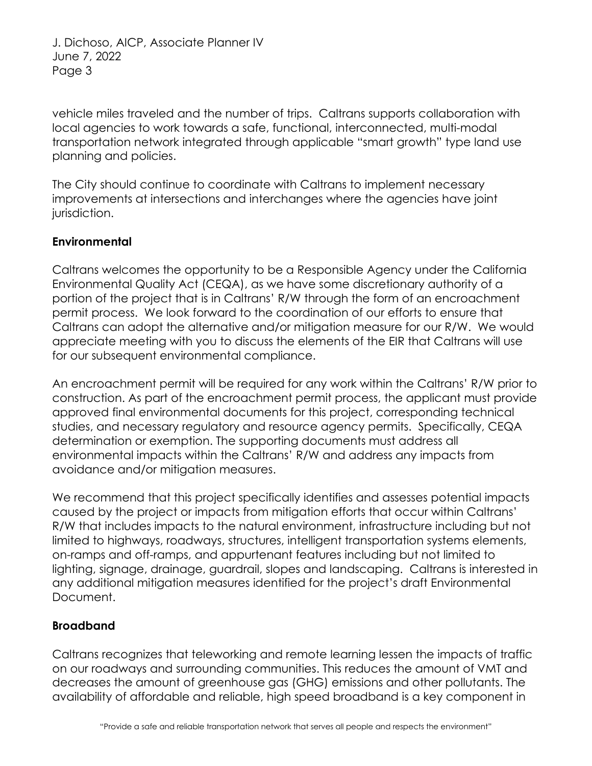vehicle miles traveled and the number of trips. Caltrans supports collaboration with local agencies to work towards a safe, functional, interconnected, multi-modal transportation network integrated through applicable "smart growth" type land use planning and policies.

The City should continue to coordinate with Caltrans to implement necessary improvements at intersections and interchanges where the agencies have joint jurisdiction.

**Environmental**

Caltrans welcomes the opportunity to be a Responsible Agency under the California Environmental Quality Act (CEQA), as we have some discretionary authority of a portion of the project that is in Caltrans' R/W through the form of an encroachment permit process. We look forward to the coordination of our efforts to ensure that Caltrans can adopt the alternative and/or mitigation measure for our R/W. We would appreciate meeting with you to discuss the elements of the EIR that Caltrans will use for our subsequent environmental compliance.

An encroachment permit will be required for any work within the Caltrans' R/W prior to construction. As part of the encroachment permit process, the applicant must provide approved final environmental documents for this project, corresponding technical studies, and necessary regulatory and resource agency permits. Specifically, CEQA determination or exemption. The supporting documents must address all environmental impacts within the Caltrans' R/W and address any impacts from avoidance and/or mitigation measures.

We recommend that this project specifically identifies and assesses potential impacts caused by the project or impacts from mitigation efforts that occur within Caltrans' R/W that includes impacts to the natural environment, infrastructure including but not limited to highways, roadways, structures, intelligent transportation systems elements, on-ramps and off-ramps, and appurtenant features including but not limited to lighting, signage, drainage, guardrail, slopes and landscaping. Caltrans is interested in any additional mitigation measures identified for the project's draft Environmental Document.

**Broadband**

Caltrans recognizes that teleworking and remote learning lessen the impacts of traffic on our roadways and surrounding communities. This reduces the amount of VMT and decreases the amount of greenhouse gas (GHG) emissions and other pollutants. The availability of affordable and reliable, high speed broadband is a key component in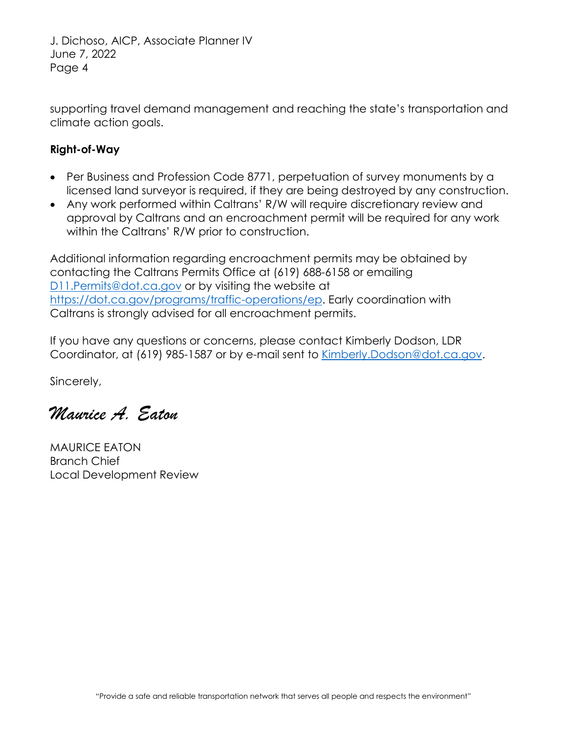supporting travel demand management and reaching the state's transportation and climate action goals.

**Right-of-Way**

- Per Business and Profession Code 8771, perpetuation of survey monuments by a licensed land surveyor is required, if they are being destroyed by any construction.
- Any work performed within Caltrans' R/W will require discretionary review and approval by Caltrans and an encroachment permit will be required for any work within the Caltrans' R/W prior to construction.

Additional information regarding encroachment permits may be obtained by contacting the Caltrans Permits Office at (619) 688-6158 or emailing D11.Permits@dot.ca.gov or by visiting the website at https://dot.ca.gov/programs/traffic-operations/ep. Early coordination with Caltrans is strongly advised for all encroachment permits.

If you have any questions or concerns, please contact Kimberly Dodson, LDR Coordinator, at (619) 985-1587 or by e-mail sent to Kimberly.Dodson@dot.ca.gov.

Sincerely,

*Maurice A. Eaton*

MAURICE EATON
Branch Chief
Local Development Review